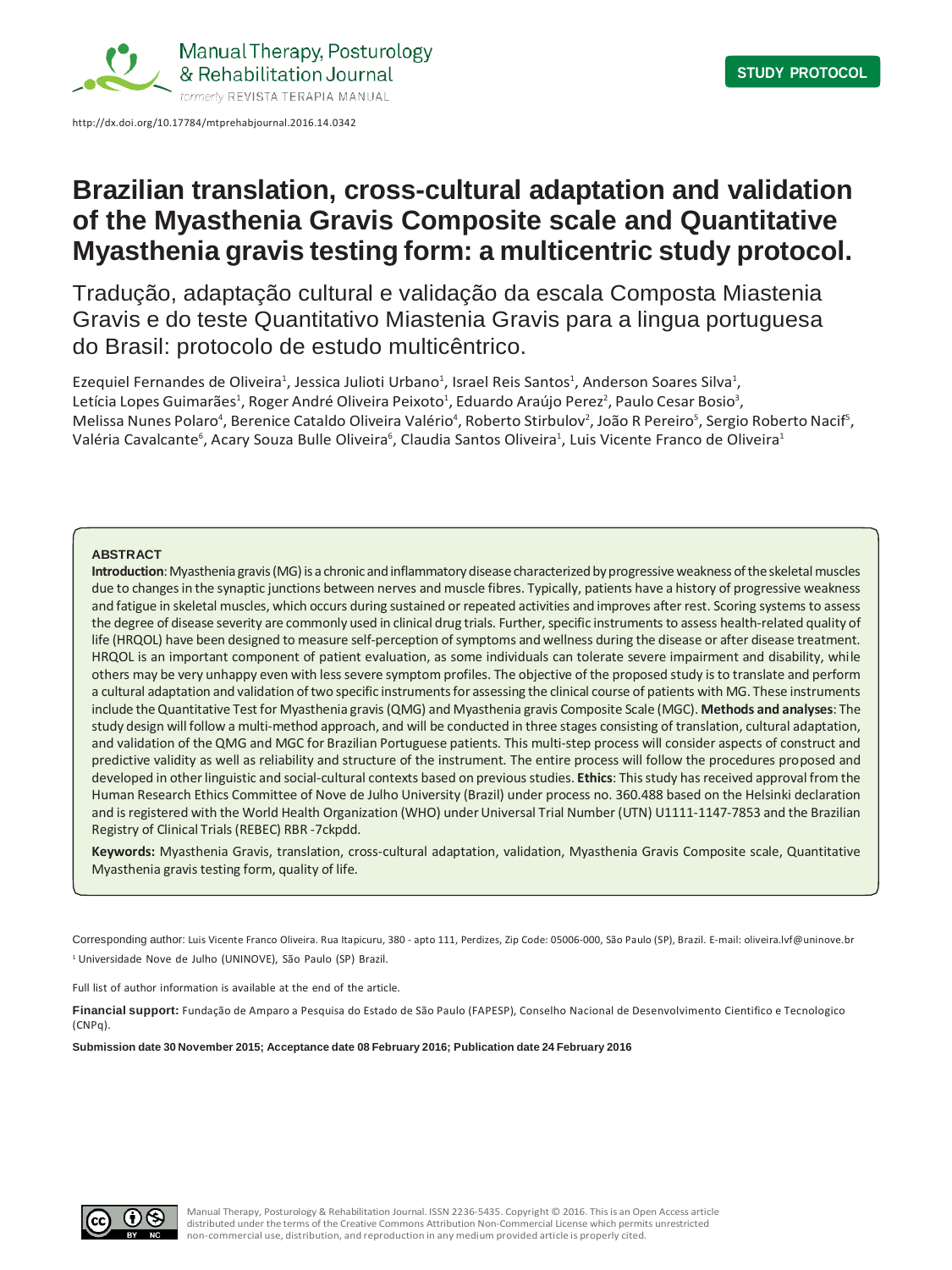STUDY PROTOCOL

http://dx.doi.org/10.17784/mtprehabjournal.2016.14.0342

# Brazilian translation, cross-cultural adaptation and validation of the Myasthenia Gravis Composite scale and Quantitative Myasthenia gravis testing form: a multicentric study protocol.

## Tradução, adaptação cultural e validação da escala Composta Miastenia Gravis e do teste Quantitativo Miastenia Gravis para a lingua portuguesa do Brasil: protocolo de estudo multicêntrico.

Ezequiel Fernandes de Oliveira[1], Jessica Julioti Urbano[1], Israel Reis Santos[1], Anderson Soares Silva[1], Letícia Lopes Guimarães[1], Roger André Oliveira Peixoto[1], Eduardo Araújo Perez[2], Paulo Cesar Bosio[3], Melissa Nunes Polaro[4], Berenice Cataldo Oliveira Valério[4], Roberto Stirbulov[2], João R Pereiro[5], Sergio Roberto Nacif[5], Valéria Cavalcante[6], Acary Souza Bulle Oliveira[6], Claudia Santos Oliveira[1], Luis Vicente Franco de Oliveira[1]

**ABSTRACT**

**Introduction**: Myasthenia gravis (MG) is a chronic and inflammatory disease characterized by progressive weakness of the skeletal muscles due to changes in the synaptic junctions between nerves and muscle fibres. Typically, patients have a history of progressive weakness and fatigue in skeletal muscles, which occurs during sustained or repeated activities and improves after rest. Scoring systems to assess the degree of disease severity are commonly used in clinical drug trials. Further, specific instruments to assess health-related quality of life (HRQOL) have been designed to measure self-perception of symptoms and wellness during the disease or after disease treatment. HRQOL is an important component of patient evaluation, as some individuals can tolerate severe impairment and disability, while others may be very unhappy even with less severe symptom profiles. The objective of the proposed study is to translate and perform a cultural adaptation and validation of two specific instruments for assessing the clinical course of patients with MG. These instruments include the Quantitative Test for Myasthenia gravis (QMG) and Myasthenia gravis Composite Scale (MGC). **Methods and analyses**: The study design will follow a multi-method approach, and will be conducted in three stages consisting of translation, cultural adaptation, and validation of the QMG and MGC for Brazilian Portuguese patients. This multi-step process will consider aspects of construct and predictive validity as well as reliability and structure of the instrument. The entire process will follow the procedures proposed and developed in other linguistic and social-cultural contexts based on previous studies. **Ethics**: This study has received approval from the Human Research Ethics Committee of Nove de Julho University (Brazil) under process no. 360.488 based on the Helsinki declaration and is registered with the World Health Organization (WHO) under Universal Trial Number (UTN) U1111-1147-7853 and the Brazilian Registry of Clinical Trials (REBEC) RBR -7ckpdd.

**Keywords:** Myasthenia Gravis, translation, cross-cultural adaptation, validation, Myasthenia Gravis Composite scale, Quantitative Myasthenia gravis testing form, quality of life.

Corresponding author: Luis Vicente Franco Oliveira. Rua Itapicuru, 380 - apto 111, Perdizes, Zip Code: 05006-000, São Paulo (SP), Brazil. E-mail: oliveira.lvf@uninove.br

[1] Universidade Nove de Julho (UNINOVE), São Paulo (SP) Brazil.

Full list of author information is available at the end of the article.

**Financial support:** Fundação de Amparo a Pesquisa do Estado de São Paulo (FAPESP), Conselho Nacional de Desenvolvimento Cientifico e Tecnologico (CNPq).

**Submission date 30 November 2015; Acceptance date 08 February 2016; Publication date 24 February 2016**

Manual Therapy, Posturology & Rehabilitation Journal. ISSN 2236-5435. Copyright © 2016. This is an Open Access article distributed under the terms of the Creative Commons Attribution Non-Commercial License which permits unrestricted non-commercial use, distribution, and reproduction in any medium provided article is properly cited.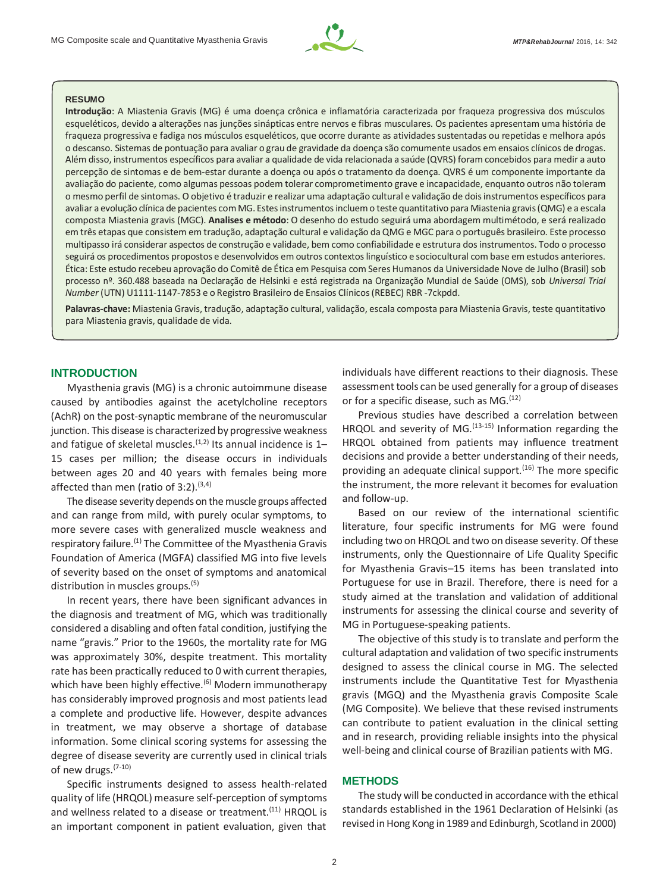**RESUMO**

**Introdução**: A Miastenia Gravis (MG) é uma doença crônica e inflamatória caracterizada por fraqueza progressiva dos músculos esqueléticos, devido a alterações nas junções sinápticas entre nervos e fibras musculares. Os pacientes apresentam uma história de fraqueza progressiva e fadiga nos músculos esqueléticos, que ocorre durante as atividades sustentadas ou repetidas e melhora após o descanso. Sistemas de pontuação para avaliar o grau de gravidade da doença são comumente usados em ensaios clínicos de drogas. Além disso, instrumentos específicos para avaliar a qualidade de vida relacionada a saúde (QVRS) foram concebidos para medir a auto percepção de sintomas e de bem-estar durante a doença ou após o tratamento da doença. QVRS é um componente importante da avaliação do paciente, como algumas pessoas podem tolerar comprometimento grave e incapacidade, enquanto outros não toleram o mesmo perfil de sintomas. O objetivo é traduzir e realizar uma adaptação cultural e validação de dois instrumentos específicos para avaliar a evolução clínica de pacientes com MG. Estes instrumentos incluem o teste quantitativo para Miastenia gravis (QMG) e a escala composta Miastenia gravis (MGC). **Analises e método**: O desenho do estudo seguirá uma abordagem multimétodo, e será realizado em três etapas que consistem em tradução, adaptação cultural e validação da QMG e MGC para o português brasileiro. Este processo multipasso irá considerar aspectos de construção e validade, bem como confiabilidade e estrutura dos instrumentos. Todo o processo seguirá os procedimentos propostos e desenvolvidos em outros contextos linguístico e sociocultural com base em estudos anteriores. Ética: Este estudo recebeu aprovação do Comitê de Ética em Pesquisa com Seres Humanos da Universidade Nove de Julho (Brasil) sob processo nº. 360.488 baseada na Declaração de Helsinki e está registrada na Organização Mundial de Saúde (OMS), sob *Universal Trial Number* (UTN) U1111-1147-7853 e o Registro Brasileiro de Ensaios Clínicos (REBEC) RBR -7ckpdd.

**Palavras-chave:** Miastenia Gravis, tradução, adaptação cultural, validação, escala composta para Miastenia Gravis, teste quantitativo para Miastenia gravis, qualidade de vida.

## INTRODUCTION

Myasthenia gravis (MG) is a chronic autoimmune disease caused by antibodies against the acetylcholine receptors (AchR) on the post-synaptic membrane of the neuromuscular junction. This disease is characterized by progressive weakness and fatigue of skeletal muscles.[1,2] Its annual incidence is 1–15 cases per million; the disease occurs in individuals between ages 20 and 40 years with females being more affected than men (ratio of 3:2).[3,4]

The disease severity depends on the muscle groups affected and can range from mild, with purely ocular symptoms, to more severe cases with generalized muscle weakness and respiratory failure.[1] The Committee of the Myasthenia Gravis Foundation of America (MGFA) classified MG into five levels of severity based on the onset of symptoms and anatomical distribution in muscles groups.[5]

In recent years, there have been significant advances in the diagnosis and treatment of MG, which was traditionally considered a disabling and often fatal condition, justifying the name "gravis." Prior to the 1960s, the mortality rate for MG was approximately 30%, despite treatment. This mortality rate has been practically reduced to 0 with current therapies, which have been highly effective.[6] Modern immunotherapy has considerably improved prognosis and most patients lead a complete and productive life. However, despite advances in treatment, we may observe a shortage of database information. Some clinical scoring systems for assessing the degree of disease severity are currently used in clinical trials of new drugs.[7-10]

Specific instruments designed to assess health-related quality of life (HRQOL) measure self-perception of symptoms and wellness related to a disease or treatment.[11] HRQOL is an important component in patient evaluation, given that individuals have different reactions to their diagnosis. These assessment tools can be used generally for a group of diseases or for a specific disease, such as MG.[12]

Previous studies have described a correlation between HRQOL and severity of MG.[13-15] Information regarding the HRQOL obtained from patients may influence treatment decisions and provide a better understanding of their needs, providing an adequate clinical support.[16] The more specific the instrument, the more relevant it becomes for evaluation and follow-up.

Based on our review of the international scientific literature, four specific instruments for MG were found including two on HRQOL and two on disease severity. Of these instruments, only the Questionnaire of Life Quality Specific for Myasthenia Gravis–15 items has been translated into Portuguese for use in Brazil. Therefore, there is need for a study aimed at the translation and validation of additional instruments for assessing the clinical course and severity of MG in Portuguese-speaking patients.

The objective of this study is to translate and perform the cultural adaptation and validation of two specific instruments designed to assess the clinical course in MG. The selected instruments include the Quantitative Test for Myasthenia gravis (MGQ) and the Myasthenia gravis Composite Scale (MG Composite). We believe that these revised instruments can contribute to patient evaluation in the clinical setting and in research, providing reliable insights into the physical well-being and clinical course of Brazilian patients with MG.

## METHODS

The study will be conducted in accordance with the ethical standards established in the 1961 Declaration of Helsinki (as revised in Hong Kong in 1989 and Edinburgh, Scotland in 2000)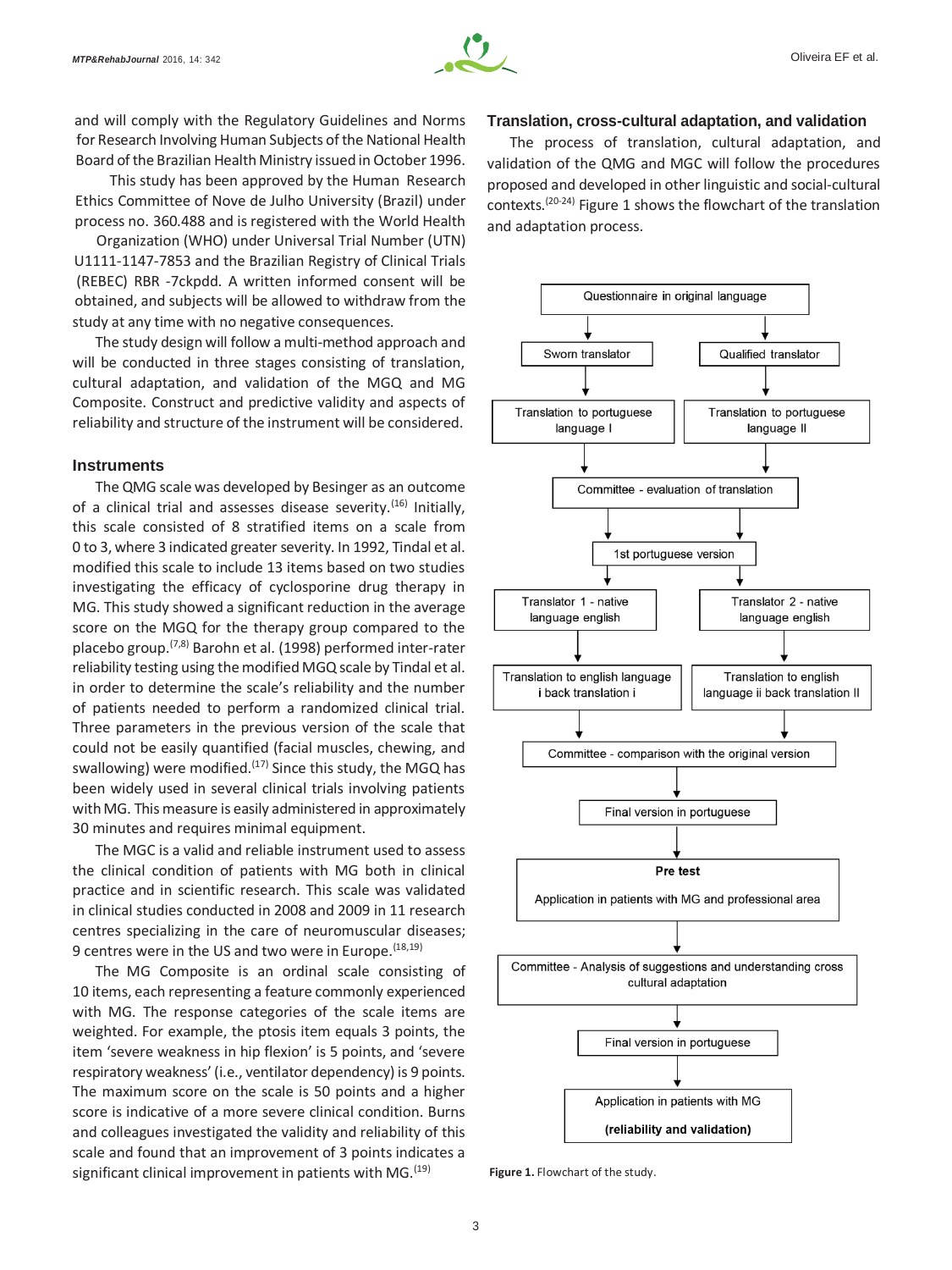and will comply with the Regulatory Guidelines and Norms for Research Involving Human Subjects of the National Health Board of the Brazilian Health Ministry issued in October 1996.

This study has been approved by the Human Research Ethics Committee of Nove de Julho University (Brazil) under process no. 360.488 and is registered with the World Health Organization (WHO) under Universal Trial Number (UTN) U1111-1147-7853 and the Brazilian Registry of Clinical Trials (REBEC) RBR -7ckpdd. A written informed consent will be obtained, and subjects will be allowed to withdraw from the study at any time with no negative consequences.

The study design will follow a multi-method approach and will be conducted in three stages consisting of translation, cultural adaptation, and validation of the MGQ and MG Composite. Construct and predictive validity and aspects of reliability and structure of the instrument will be considered.

## Instruments

The QMG scale was developed by Besinger as an outcome of a clinical trial and assesses disease severity.[16] Initially, this scale consisted of 8 stratified items on a scale from 0 to 3, where 3 indicated greater severity. In 1992, Tindal et al. modified this scale to include 13 items based on two studies investigating the efficacy of cyclosporine drug therapy in MG. This study showed a significant reduction in the average score on the MGQ for the therapy group compared to the placebo group.[7,8] Barohn et al. (1998) performed inter-rater reliability testing using the modified MGQ scale by Tindal et al. in order to determine the scale's reliability and the number of patients needed to perform a randomized clinical trial. Three parameters in the previous version of the scale that could not be easily quantified (facial muscles, chewing, and swallowing) were modified.[17] Since this study, the MGQ has been widely used in several clinical trials involving patients with MG. This measure is easily administered in approximately 30 minutes and requires minimal equipment.

The MGC is a valid and reliable instrument used to assess the clinical condition of patients with MG both in clinical practice and in scientific research. This scale was validated in clinical studies conducted in 2008 and 2009 in 11 research centres specializing in the care of neuromuscular diseases; 9 centres were in the US and two were in Europe.[18,19]

The MG Composite is an ordinal scale consisting of 10 items, each representing a feature commonly experienced with MG. The response categories of the scale items are weighted. For example, the ptosis item equals 3 points, the item 'severe weakness in hip flexion' is 5 points, and 'severe respiratory weakness' (i.e., ventilator dependency) is 9 points. The maximum score on the scale is 50 points and a higher score is indicative of a more severe clinical condition. Burns and colleagues investigated the validity and reliability of this scale and found that an improvement of 3 points indicates a significant clinical improvement in patients with MG.[19]

## Translation, cross-cultural adaptation, and validation

The process of translation, cultural adaptation, and validation of the QMG and MGC will follow the procedures proposed and developed in other linguistic and social-cultural contexts.[20-24] Figure 1 shows the flowchart of the translation and adaptation process.

Questionnaire in original language
→ Sworn translator → Translation to portuguese language I
→ Qualified translator → Translation to portuguese language II
→ Committee - evaluation of translation
→ 1st portuguese version
→ Translator 1 - native language english → Translation to english language i back translation i
→ Translator 2 - native language english → Translation to english language ii back translation II
→ Committee - comparison with the original version
→ Final version in portuguese
→ **Pre test** Application in patients with MG and professional area
→ Committee - Analysis of suggestions and understanding cross cultural adaptation
→ Final version in portuguese
→ Application in patients with MG **(reliability and validation)**

**Figure 1.** Flowchart of the study.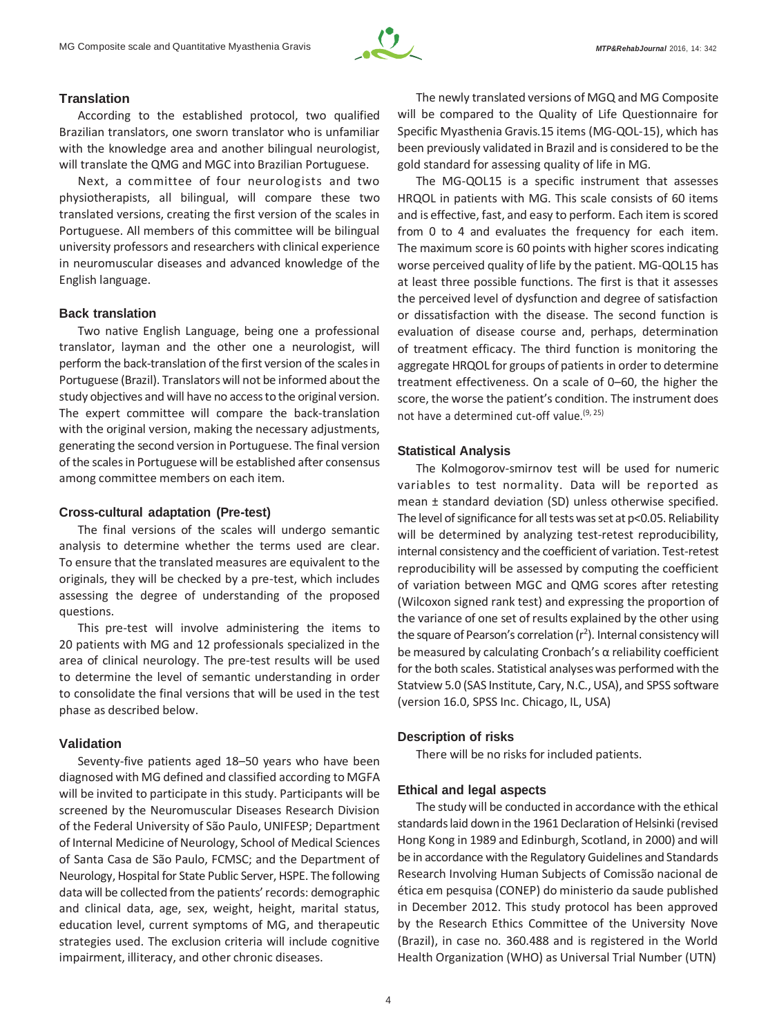## Translation

According to the established protocol, two qualified Brazilian translators, one sworn translator who is unfamiliar with the knowledge area and another bilingual neurologist, will translate the QMG and MGC into Brazilian Portuguese.

Next, a committee of four neurologists and two physiotherapists, all bilingual, will compare these two translated versions, creating the first version of the scales in Portuguese. All members of this committee will be bilingual university professors and researchers with clinical experience in neuromuscular diseases and advanced knowledge of the English language.

## Back translation

Two native English Language, being one a professional translator, layman and the other one a neurologist, will perform the back-translation of the first version of the scales in Portuguese (Brazil). Translators will not be informed about the study objectives and will have no access to the original version. The expert committee will compare the back-translation with the original version, making the necessary adjustments, generating the second version in Portuguese. The final version of the scales in Portuguese will be established after consensus among committee members on each item.

## Cross-cultural adaptation (Pre-test)

The final versions of the scales will undergo semantic analysis to determine whether the terms used are clear. To ensure that the translated measures are equivalent to the originals, they will be checked by a pre-test, which includes assessing the degree of understanding of the proposed questions.

This pre-test will involve administering the items to 20 patients with MG and 12 professionals specialized in the area of clinical neurology. The pre-test results will be used to determine the level of semantic understanding in order to consolidate the final versions that will be used in the test phase as described below.

## Validation

Seventy-five patients aged 18–50 years who have been diagnosed with MG defined and classified according to MGFA will be invited to participate in this study. Participants will be screened by the Neuromuscular Diseases Research Division of the Federal University of São Paulo, UNIFESP; Department of Internal Medicine of Neurology, School of Medical Sciences of Santa Casa de São Paulo, FCMSC; and the Department of Neurology, Hospital for State Public Server, HSPE. The following data will be collected from the patients' records: demographic and clinical data, age, sex, weight, height, marital status, education level, current symptoms of MG, and therapeutic strategies used. The exclusion criteria will include cognitive impairment, illiteracy, and other chronic diseases.

The newly translated versions of MGQ and MG Composite will be compared to the Quality of Life Questionnaire for Specific Myasthenia Gravis.15 items (MG-QOL-15), which has been previously validated in Brazil and is considered to be the gold standard for assessing quality of life in MG.

The MG-QOL15 is a specific instrument that assesses HRQOL in patients with MG. This scale consists of 60 items and is effective, fast, and easy to perform. Each item is scored from 0 to 4 and evaluates the frequency for each item. The maximum score is 60 points with higher scores indicating worse perceived quality of life by the patient. MG-QOL15 has at least three possible functions. The first is that it assesses the perceived level of dysfunction and degree of satisfaction or dissatisfaction with the disease. The second function is evaluation of disease course and, perhaps, determination of treatment efficacy. The third function is monitoring the aggregate HRQOL for groups of patients in order to determine treatment effectiveness. On a scale of 0–60, the higher the score, the worse the patient's condition. The instrument does not have a determined cut-off value.[9, 25]

## Statistical Analysis

The Kolmogorov-smirnov test will be used for numeric variables to test normality. Data will be reported as mean ± standard deviation (SD) unless otherwise specified. The level of significance for all tests was set at $p<0.05$. Reliability will be determined by analyzing test-retest reproducibility, internal consistency and the coefficient of variation. Test-retest reproducibility will be assessed by computing the coefficient of variation between MGC and QMG scores after retesting (Wilcoxon signed rank test) and expressing the proportion of the variance of one set of results explained by the other using the square of Pearson's correlation ($r^2$). Internal consistency will be measured by calculating Cronbach's $\alpha$ reliability coefficient for the both scales. Statistical analyses was performed with the Statview 5.0 (SAS Institute, Cary, N.C., USA), and SPSS software (version 16.0, SPSS Inc. Chicago, IL, USA)

## Description of risks

There will be no risks for included patients.

## Ethical and legal aspects

The study will be conducted in accordance with the ethical standards laid down in the 1961 Declaration of Helsinki (revised Hong Kong in 1989 and Edinburgh, Scotland, in 2000) and will be in accordance with the Regulatory Guidelines and Standards Research Involving Human Subjects of Comissão nacional de ética em pesquisa (CONEP) do ministerio da saude published in December 2012. This study protocol has been approved by the Research Ethics Committee of the University Nove (Brazil), in case no. 360.488 and is registered in the World Health Organization (WHO) as Universal Trial Number (UTN)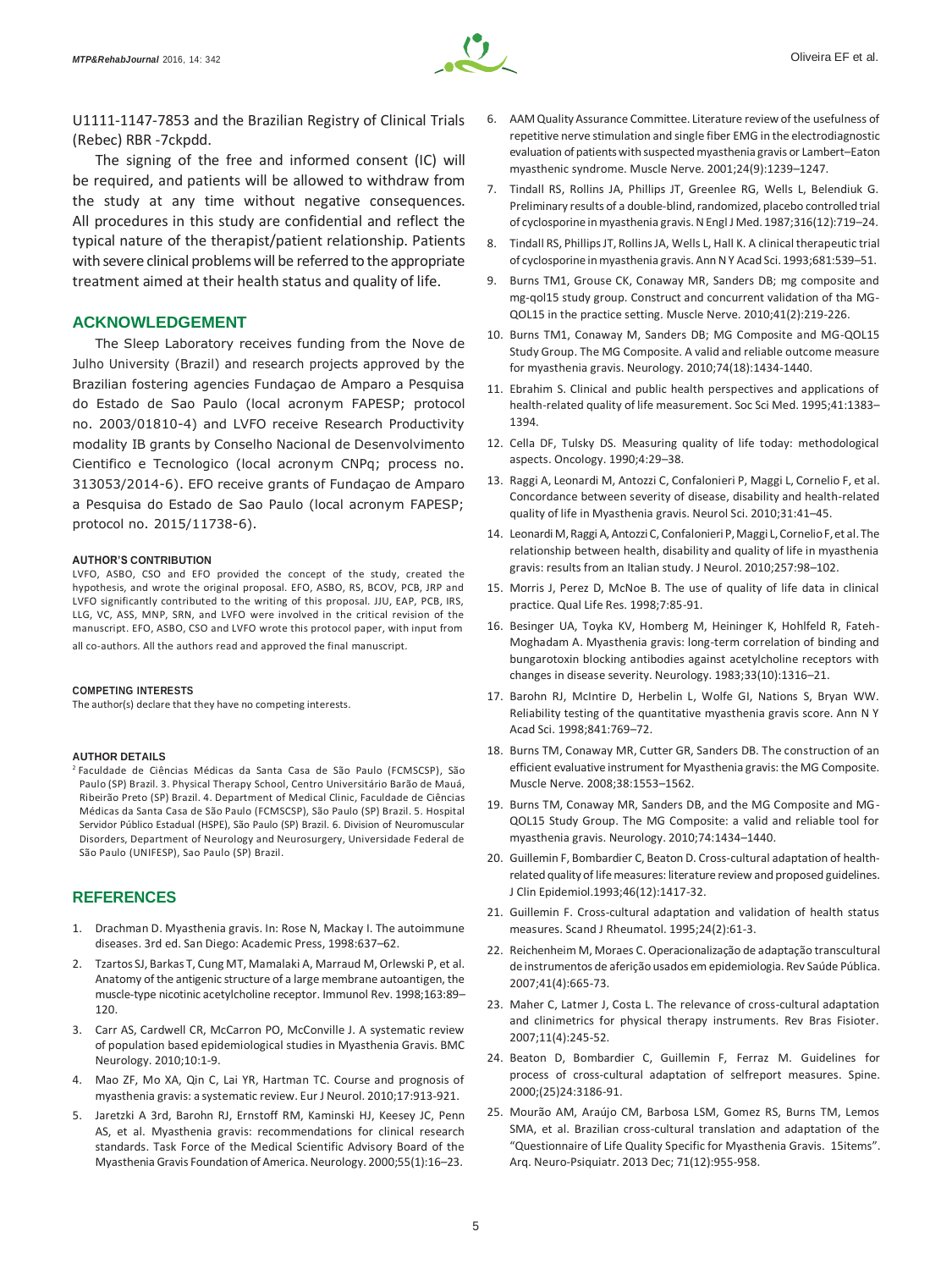U1111-1147-7853 and the Brazilian Registry of Clinical Trials (Rebec) RBR -7ckpdd.

The signing of the free and informed consent (IC) will be required, and patients will be allowed to withdraw from the study at any time without negative consequences. All procedures in this study are confidential and reflect the typical nature of the therapist/patient relationship. Patients with severe clinical problems will be referred to the appropriate treatment aimed at their health status and quality of life.

## ACKNOWLEDGEMENT

The Sleep Laboratory receives funding from the Nove de Julho University (Brazil) and research projects approved by the Brazilian fostering agencies Fundaçao de Amparo a Pesquisa do Estado de Sao Paulo (local acronym FAPESP; protocol no. 2003/01810-4) and LVFO receive Research Productivity modality IB grants by Conselho Nacional de Desenvolvimento Cientifico e Tecnologico (local acronym CNPq; process no. 313053/2014-6). EFO receive grants of Fundaçao de Amparo a Pesquisa do Estado de Sao Paulo (local acronym FAPESP; protocol no. 2015/11738-6).

#### AUTHOR'S CONTRIBUTION

LVFO, ASBO, CSO and EFO provided the concept of the study, created the hypothesis, and wrote the original proposal. EFO, ASBO, RS, BCOV, PCB, JRP and LVFO significantly contributed to the writing of this proposal. JJU, EAP, PCB, IRS, LLG, VC, ASS, MNP, SRN, and LVFO were involved in the critical revision of the manuscript. EFO, ASBO, CSO and LVFO wrote this protocol paper, with input from all co-authors. All the authors read and approved the final manuscript.

#### COMPETING INTERESTS

The author(s) declare that they have no competing interests.

#### AUTHOR DETAILS

[2] Faculdade de Ciências Médicas da Santa Casa de São Paulo (FCMSCSP), São Paulo (SP) Brazil. 3. Physical Therapy School, Centro Universitário Barão de Mauá, Ribeirão Preto (SP) Brazil. 4. Department of Medical Clinic, Faculdade de Ciências Médicas da Santa Casa de São Paulo (FCMSCSP), São Paulo (SP) Brazil. 5. Hospital Servidor Público Estadual (HSPE), São Paulo (SP) Brazil. 6. Division of Neuromuscular Disorders, Department of Neurology and Neurosurgery, Universidade Federal de São Paulo (UNIFESP), Sao Paulo (SP) Brazil.

## REFERENCES

1. Drachman D. Myasthenia gravis. In: Rose N, Mackay I. The autoimmune diseases. 3rd ed. San Diego: Academic Press, 1998:637–62.
2. Tzartos SJ, Barkas T, Cung MT, Mamalaki A, Marraud M, Orlewski P, et al. Anatomy of the antigenic structure of a large membrane autoantigen, the muscle-type nicotinic acetylcholine receptor. Immunol Rev. 1998;163:89–120.
3. Carr AS, Cardwell CR, McCarron PO, McConville J. A systematic review of population based epidemiological studies in Myasthenia Gravis. BMC Neurology. 2010;10:1-9.
4. Mao ZF, Mo XA, Qin C, Lai YR, Hartman TC. Course and prognosis of myasthenia gravis: a systematic review. Eur J Neurol. 2010;17:913-921.
5. Jaretzki A 3rd, Barohn RJ, Ernstoff RM, Kaminski HJ, Keesey JC, Penn AS, et al. Myasthenia gravis: recommendations for clinical research standards. Task Force of the Medical Scientific Advisory Board of the Myasthenia Gravis Foundation of America. Neurology. 2000;55(1):16–23.
6. AAM Quality Assurance Committee. Literature review of the usefulness of repetitive nerve stimulation and single fiber EMG in the electrodiagnostic evaluation of patients with suspected myasthenia gravis or Lambert–Eaton myasthenic syndrome. Muscle Nerve. 2001;24(9):1239–1247.
7. Tindall RS, Rollins JA, Phillips JT, Greenlee RG, Wells L, Belendiuk G. Preliminary results of a double-blind, randomized, placebo controlled trial of cyclosporine in myasthenia gravis. N Engl J Med. 1987;316(12):719–24.
8. Tindall RS, Phillips JT, Rollins JA, Wells L, Hall K. A clinical therapeutic trial of cyclosporine in myasthenia gravis. Ann N Y Acad Sci. 1993;681:539–51.
9. Burns TM1, Grouse CK, Conaway MR, Sanders DB; mg composite and mg-qol15 study group. Construct and concurrent validation of tha MG-QOL15 in the practice setting. Muscle Nerve. 2010;41(2):219-226.
10. Burns TM1, Conaway M, Sanders DB; MG Composite and MG-QOL15 Study Group. The MG Composite. A valid and reliable outcome measure for myasthenia gravis. Neurology. 2010;74(18):1434-1440.
11. Ebrahim S. Clinical and public health perspectives and applications of health-related quality of life measurement. Soc Sci Med. 1995;41:1383–1394.
12. Cella DF, Tulsky DS. Measuring quality of life today: methodological aspects. Oncology. 1990;4:29–38.
13. Raggi A, Leonardi M, Antozzi C, Confalonieri P, Maggi L, Cornelio F, et al. Concordance between severity of disease, disability and health-related quality of life in Myasthenia gravis. Neurol Sci. 2010;31:41–45.
14. Leonardi M, Raggi A, Antozzi C, Confalonieri P, Maggi L, Cornelio F, et al. The relationship between health, disability and quality of life in myasthenia gravis: results from an Italian study. J Neurol. 2010;257:98–102.
15. Morris J, Perez D, McNoe B. The use of quality of life data in clinical practice. Qual Life Res. 1998;7:85-91.
16. Besinger UA, Toyka KV, Homberg M, Heininger K, Hohlfeld R, Fateh-Moghadam A. Myasthenia gravis: long-term correlation of binding and bungarotoxin blocking antibodies against acetylcholine receptors with changes in disease severity. Neurology. 1983;33(10):1316–21.
17. Barohn RJ, McIntire D, Herbelin L, Wolfe GI, Nations S, Bryan WW. Reliability testing of the quantitative myasthenia gravis score. Ann N Y Acad Sci. 1998;841:769–72.
18. Burns TM, Conaway MR, Cutter GR, Sanders DB. The construction of an efficient evaluative instrument for Myasthenia gravis: the MG Composite. Muscle Nerve. 2008;38:1553–1562.
19. Burns TM, Conaway MR, Sanders DB, and the MG Composite and MG-QOL15 Study Group. The MG Composite: a valid and reliable tool for myasthenia gravis. Neurology. 2010;74:1434–1440.
20. Guillemin F, Bombardier C, Beaton D. Cross-cultural adaptation of health-related quality of life measures: literature review and proposed guidelines. J Clin Epidemiol.1993;46(12):1417-32.
21. Guillemin F. Cross-cultural adaptation and validation of health status measures. Scand J Rheumatol. 1995;24(2):61-3.
22. Reichenheim M, Moraes C. Operacionalização de adaptação transcultural de instrumentos de aferição usados em epidemiologia. Rev Saúde Pública. 2007;41(4):665-73.
23. Maher C, Latmer J, Costa L. The relevance of cross-cultural adaptation and clinimetrics for physical therapy instruments. Rev Bras Fisioter. 2007;11(4):245-52.
24. Beaton D, Bombardier C, Guillemin F, Ferraz M. Guidelines for process of cross-cultural adaptation of selfreport measures. Spine. 2000;(25)24:3186-91.
25. Mourão AM, Araújo CM, Barbosa LSM, Gomez RS, Burns TM, Lemos SMA, et al. Brazilian cross-cultural translation and adaptation of the "Questionnaire of Life Quality Specific for Myasthenia Gravis. 15items". Arq. Neuro-Psiquiatr. 2013 Dec; 71(12):955-958.